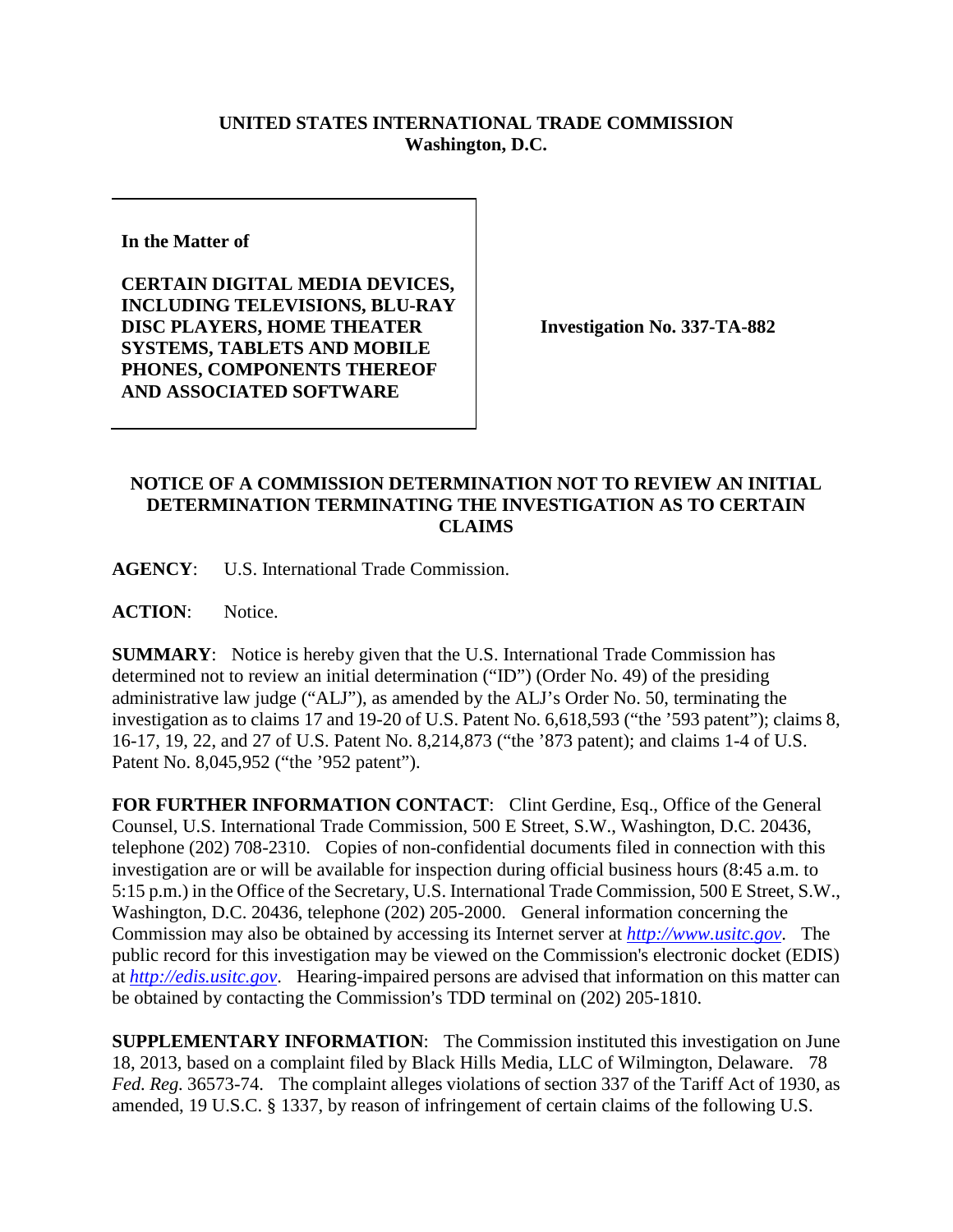**UNITED STATES INTERNATIONAL TRADE COMMISSION**
**Washington, D.C.**

| | |
|---|---|
| **In the Matter of**<br><br>**CERTAIN DIGITAL MEDIA DEVICES, INCLUDING TELEVISIONS, BLU-RAY DISC PLAYERS, HOME THEATER SYSTEMS, TABLETS AND MOBILE PHONES, COMPONENTS THEREOF AND ASSOCIATED SOFTWARE** | **Investigation No. 337-TA-882** |

**NOTICE OF A COMMISSION DETERMINATION NOT TO REVIEW AN INITIAL DETERMINATION TERMINATING THE INVESTIGATION AS TO CERTAIN CLAIMS**

**AGENCY**: U.S. International Trade Commission.

**ACTION**: Notice.

**SUMMARY**: Notice is hereby given that the U.S. International Trade Commission has determined not to review an initial determination ("ID") (Order No. 49) of the presiding administrative law judge ("ALJ"), as amended by the ALJ's Order No. 50, terminating the investigation as to claims 17 and 19-20 of U.S. Patent No. 6,618,593 ("the '593 patent"); claims 8, 16-17, 19, 22, and 27 of U.S. Patent No. 8,214,873 ("the '873 patent); and claims 1-4 of U.S. Patent No. 8,045,952 ("the '952 patent").

**FOR FURTHER INFORMATION CONTACT**: Clint Gerdine, Esq., Office of the General Counsel, U.S. International Trade Commission, 500 E Street, S.W., Washington, D.C. 20436, telephone (202) 708-2310. Copies of non-confidential documents filed in connection with this investigation are or will be available for inspection during official business hours (8:45 a.m. to 5:15 p.m.) in the Office of the Secretary, U.S. International Trade Commission, 500 E Street, S.W., Washington, D.C. 20436, telephone (202) 205-2000. General information concerning the Commission may also be obtained by accessing its Internet server at *http://www.usitc.gov*. The public record for this investigation may be viewed on the Commission's electronic docket (EDIS) at *http://edis.usitc.gov*. Hearing-impaired persons are advised that information on this matter can be obtained by contacting the Commission's TDD terminal on (202) 205-1810.

**SUPPLEMENTARY INFORMATION**: The Commission instituted this investigation on June 18, 2013, based on a complaint filed by Black Hills Media, LLC of Wilmington, Delaware. 78 *Fed. Reg.* 36573-74. The complaint alleges violations of section 337 of the Tariff Act of 1930, as amended, 19 U.S.C. § 1337, by reason of infringement of certain claims of the following U.S.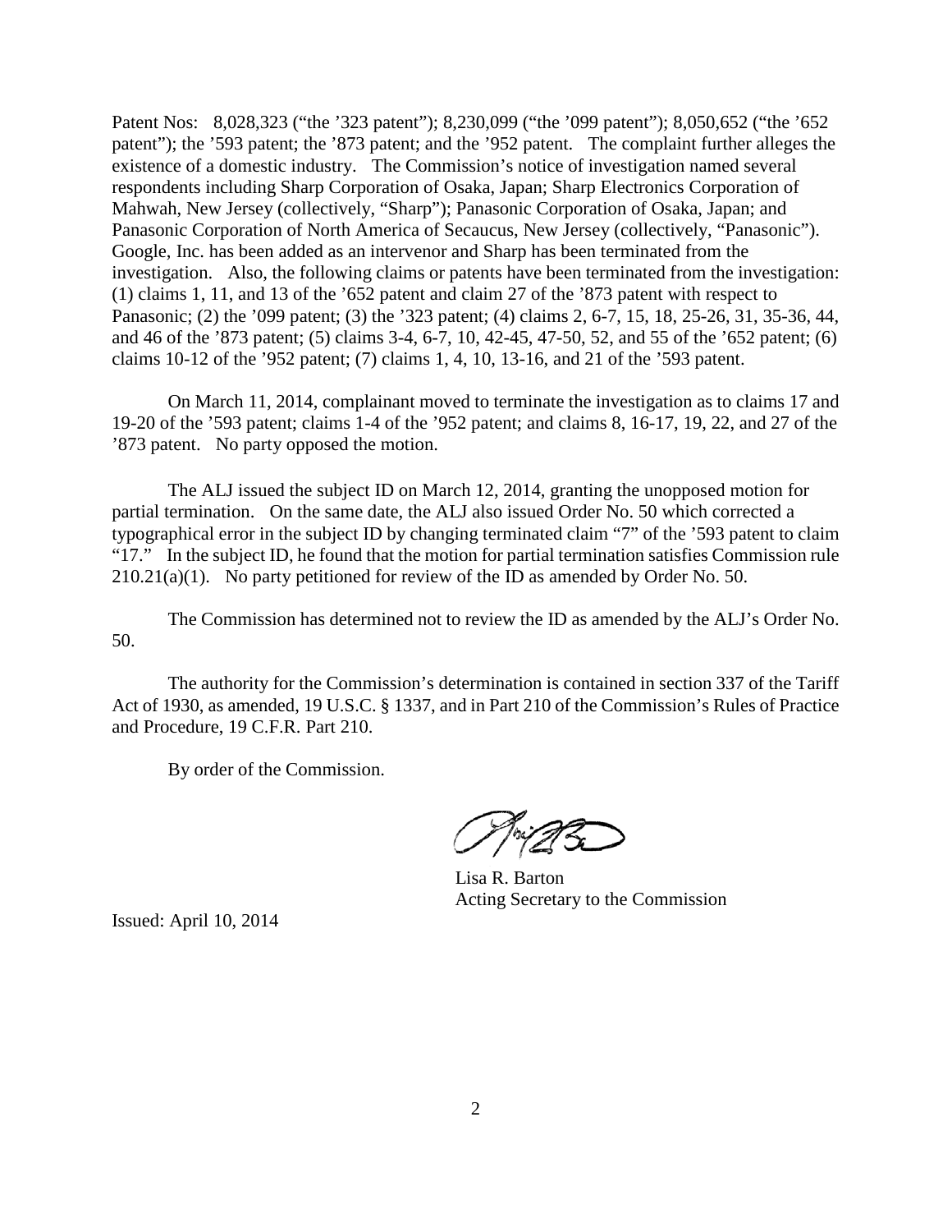Patent Nos: 8,028,323 ("the '323 patent"); 8,230,099 ("the '099 patent"); 8,050,652 ("the '652 patent"); the '593 patent; the '873 patent; and the '952 patent. The complaint further alleges the existence of a domestic industry. The Commission's notice of investigation named several respondents including Sharp Corporation of Osaka, Japan; Sharp Electronics Corporation of Mahwah, New Jersey (collectively, "Sharp"); Panasonic Corporation of Osaka, Japan; and Panasonic Corporation of North America of Secaucus, New Jersey (collectively, "Panasonic"). Google, Inc. has been added as an intervenor and Sharp has been terminated from the investigation. Also, the following claims or patents have been terminated from the investigation: (1) claims 1, 11, and 13 of the '652 patent and claim 27 of the '873 patent with respect to Panasonic; (2) the '099 patent; (3) the '323 patent; (4) claims 2, 6-7, 15, 18, 25-26, 31, 35-36, 44, and 46 of the '873 patent; (5) claims 3-4, 6-7, 10, 42-45, 47-50, 52, and 55 of the '652 patent; (6) claims 10-12 of the '952 patent; (7) claims 1, 4, 10, 13-16, and 21 of the '593 patent.

On March 11, 2014, complainant moved to terminate the investigation as to claims 17 and 19-20 of the '593 patent; claims 1-4 of the '952 patent; and claims 8, 16-17, 19, 22, and 27 of the '873 patent. No party opposed the motion.

The ALJ issued the subject ID on March 12, 2014, granting the unopposed motion for partial termination. On the same date, the ALJ also issued Order No. 50 which corrected a typographical error in the subject ID by changing terminated claim "7" of the '593 patent to claim "17." In the subject ID, he found that the motion for partial termination satisfies Commission rule 210.21(a)(1). No party petitioned for review of the ID as amended by Order No. 50.

The Commission has determined not to review the ID as amended by the ALJ's Order No. 50.

The authority for the Commission's determination is contained in section 337 of the Tariff Act of 1930, as amended, 19 U.S.C. § 1337, and in Part 210 of the Commission's Rules of Practice and Procedure, 19 C.F.R. Part 210.

By order of the Commission.

Lisa R. Barton
Acting Secretary to the Commission

Issued: April 10, 2014